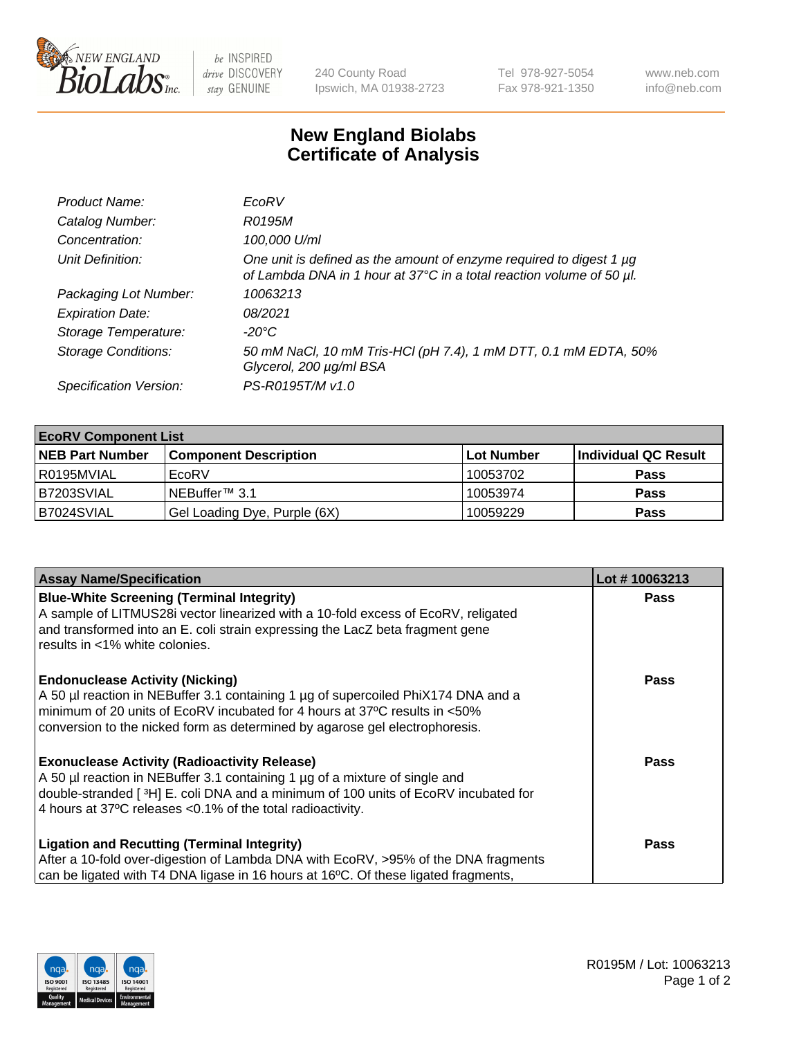New England Biolabs Inc. — be INSPIRED drive DISCOVERY stay GENUINE

240 County Road
Ipswich, MA 01938-2723

Tel 978-927-5054
Fax 978-921-1350

www.neb.com
info@neb.com

# New England Biolabs
# Certificate of Analysis

| | |
|---|---|
| *Product Name:* | *EcoRV* |
| *Catalog Number:* | *R0195M* |
| *Concentration:* | *100,000 U/ml* |
| *Unit Definition:* | *One unit is defined as the amount of enzyme required to digest 1 µg of Lambda DNA in 1 hour at 37°C in a total reaction volume of 50 µl.* |
| *Packaging Lot Number:* | *10063213* |
| *Expiration Date:* | *08/2021* |
| *Storage Temperature:* | *-20°C* |
| *Storage Conditions:* | *50 mM NaCl, 10 mM Tris-HCl (pH 7.4), 1 mM DTT, 0.1 mM EDTA, 50% Glycerol, 200 µg/ml BSA* |
| *Specification Version:* | *PS-R0195T/M v1.0* |

| **EcoRV Component List** | | | |
|---|---|---|---|
| **NEB Part Number** | **Component Description** | **Lot Number** | **Individual QC Result** |
| R0195MVIAL | EcoRV | 10053702 | **Pass** |
| B7203SVIAL | NEBuffer™ 3.1 | 10053974 | **Pass** |
| B7024SVIAL | Gel Loading Dye, Purple (6X) | 10059229 | **Pass** |

| **Assay Name/Specification** | **Lot # 10063213** |
|---|---|
| **Blue-White Screening (Terminal Integrity)**<br>A sample of LITMUS28i vector linearized with a 10-fold excess of EcoRV, religated and transformed into an E. coli strain expressing the LacZ beta fragment gene results in <1% white colonies. | **Pass** |
| **Endonuclease Activity (Nicking)**<br>A 50 µl reaction in NEBuffer 3.1 containing 1 µg of supercoiled PhiX174 DNA and a minimum of 20 units of EcoRV incubated for 4 hours at 37ºC results in <50% conversion to the nicked form as determined by agarose gel electrophoresis. | **Pass** |
| **Exonuclease Activity (Radioactivity Release)**<br>A 50 µl reaction in NEBuffer 3.1 containing 1 µg of a mixture of single and double-stranded [ $^3$H] E. coli DNA and a minimum of 100 units of EcoRV incubated for 4 hours at 37ºC releases <0.1% of the total radioactivity. | **Pass** |
| **Ligation and Recutting (Terminal Integrity)**<br>After a 10-fold over-digestion of Lambda DNA with EcoRV, >95% of the DNA fragments can be ligated with T4 DNA ligase in 16 hours at 16ºC. Of these ligated fragments, | **Pass** |

R0195M / Lot: 10063213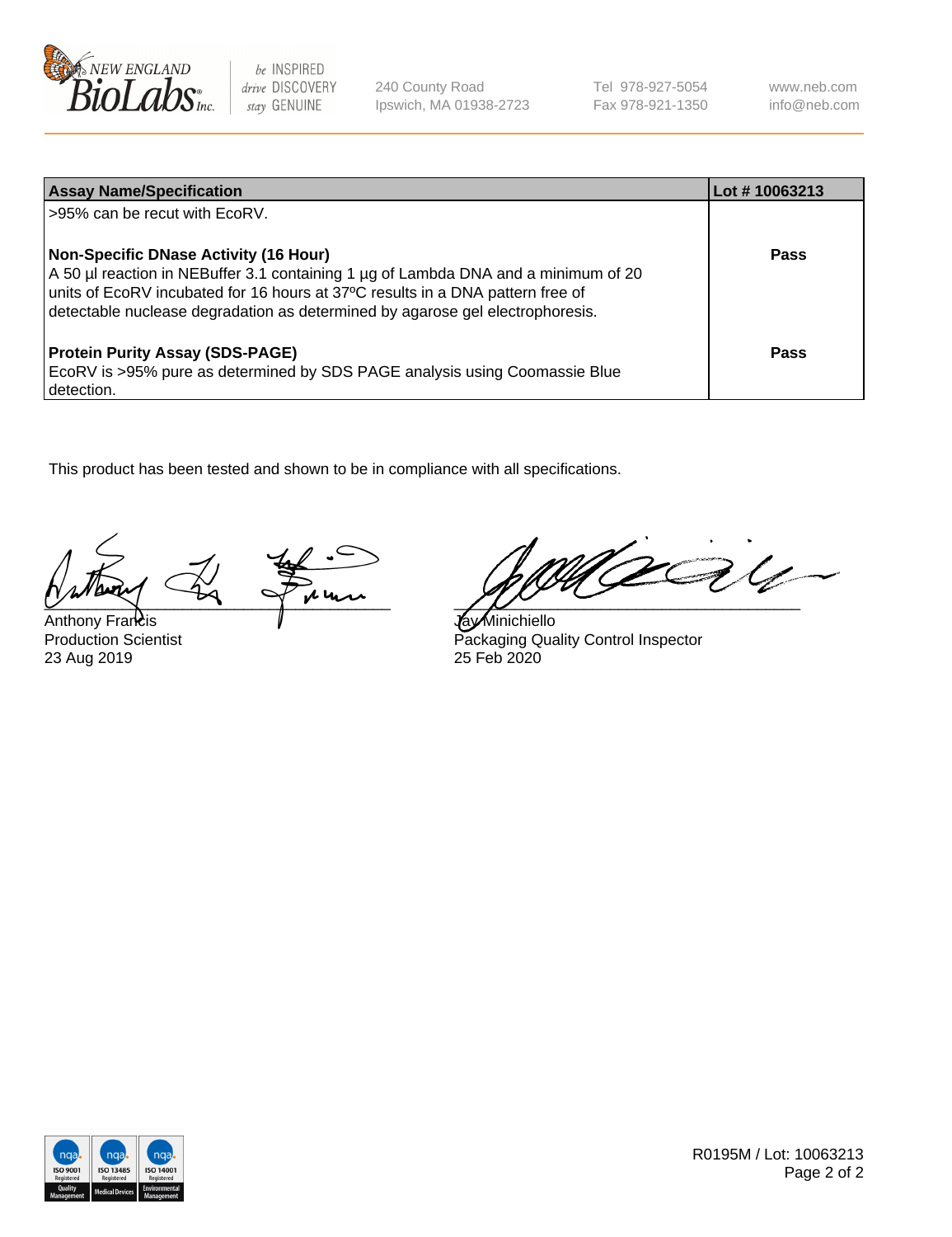| Assay Name/Specification | Lot # 10063213 |
|---|---|
| >95% can be recut with EcoRV. | |
| **Non-Specific DNase Activity (16 Hour)**<br>A 50 µl reaction in NEBuffer 3.1 containing 1 µg of Lambda DNA and a minimum of 20 units of EcoRV incubated for 16 hours at 37ºC results in a DNA pattern free of detectable nuclease degradation as determined by agarose gel electrophoresis. | **Pass** |
| **Protein Purity Assay (SDS-PAGE)**<br>EcoRV is >95% pure as determined by SDS PAGE analysis using Coomassie Blue detection. | **Pass** |

This product has been tested and shown to be in compliance with all specifications.

Anthony Francis
Production Scientist
23 Aug 2019

Jay Minichiello
Packaging Quality Control Inspector
25 Feb 2020

R0195M / Lot: 10063213